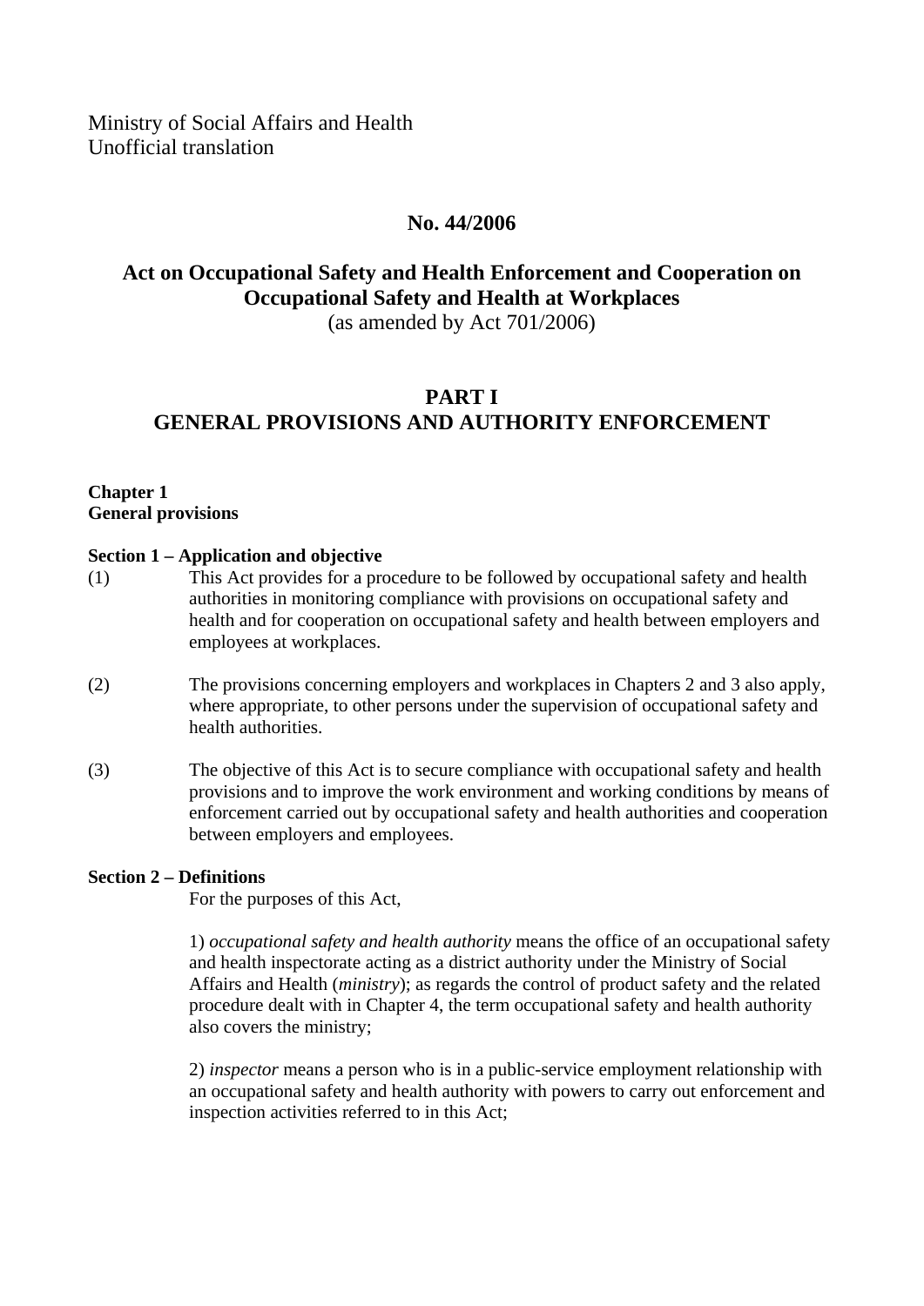Ministry of Social Affairs and Health
Unofficial translation

**No. 44/2006**

# Act on Occupational Safety and Health Enforcement and Cooperation on Occupational Safety and Health at Workplaces

(as amended by Act 701/2006)

## PART I
## GENERAL PROVISIONS AND AUTHORITY ENFORCEMENT

### Chapter 1
### General provisions

**Section 1 – Application and objective**

(1) This Act provides for a procedure to be followed by occupational safety and health authorities in monitoring compliance with provisions on occupational safety and health and for cooperation on occupational safety and health between employers and employees at workplaces.

(2) The provisions concerning employers and workplaces in Chapters 2 and 3 also apply, where appropriate, to other persons under the supervision of occupational safety and health authorities.

(3) The objective of this Act is to secure compliance with occupational safety and health provisions and to improve the work environment and working conditions by means of enforcement carried out by occupational safety and health authorities and cooperation between employers and employees.

**Section 2 – Definitions**

For the purposes of this Act,

1) *occupational safety and health authority* means the office of an occupational safety and health inspectorate acting as a district authority under the Ministry of Social Affairs and Health (*ministry*); as regards the control of product safety and the related procedure dealt with in Chapter 4, the term occupational safety and health authority also covers the ministry;

2) *inspector* means a person who is in a public-service employment relationship with an occupational safety and health authority with powers to carry out enforcement and inspection activities referred to in this Act;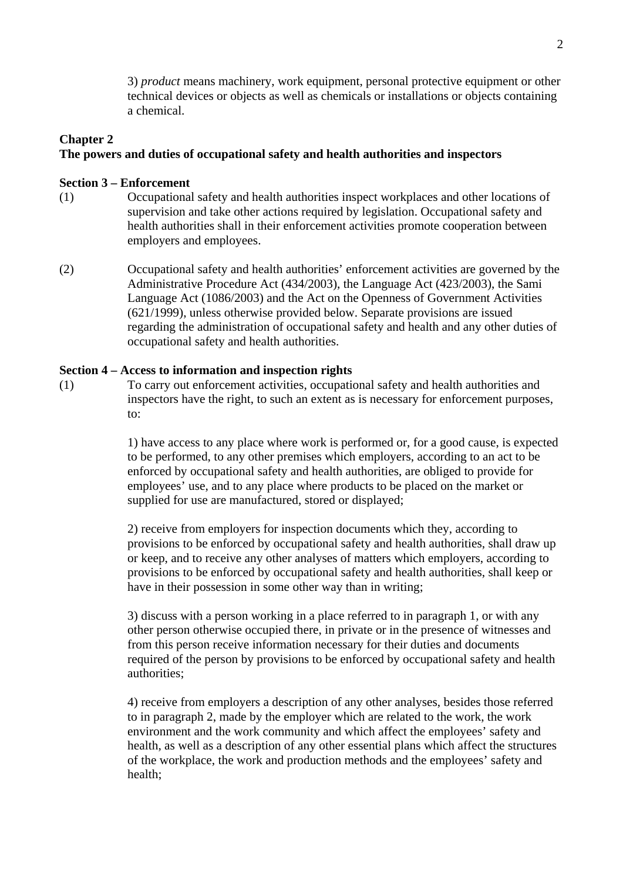3) *product* means machinery, work equipment, personal protective equipment or other technical devices or objects as well as chemicals or installations or objects containing a chemical.

**Chapter 2**
**The powers and duties of occupational safety and health authorities and inspectors**

**Section 3 – Enforcement**

(1) Occupational safety and health authorities inspect workplaces and other locations of supervision and take other actions required by legislation. Occupational safety and health authorities shall in their enforcement activities promote cooperation between employers and employees.

(2) Occupational safety and health authorities' enforcement activities are governed by the Administrative Procedure Act (434/2003), the Language Act (423/2003), the Sami Language Act (1086/2003) and the Act on the Openness of Government Activities (621/1999), unless otherwise provided below. Separate provisions are issued regarding the administration of occupational safety and health and any other duties of occupational safety and health authorities.

**Section 4 – Access to information and inspection rights**

(1) To carry out enforcement activities, occupational safety and health authorities and inspectors have the right, to such an extent as is necessary for enforcement purposes, to:

1) have access to any place where work is performed or, for a good cause, is expected to be performed, to any other premises which employers, according to an act to be enforced by occupational safety and health authorities, are obliged to provide for employees' use, and to any place where products to be placed on the market or supplied for use are manufactured, stored or displayed;

2) receive from employers for inspection documents which they, according to provisions to be enforced by occupational safety and health authorities, shall draw up or keep, and to receive any other analyses of matters which employers, according to provisions to be enforced by occupational safety and health authorities, shall keep or have in their possession in some other way than in writing;

3) discuss with a person working in a place referred to in paragraph 1, or with any other person otherwise occupied there, in private or in the presence of witnesses and from this person receive information necessary for their duties and documents required of the person by provisions to be enforced by occupational safety and health authorities;

4) receive from employers a description of any other analyses, besides those referred to in paragraph 2, made by the employer which are related to the work, the work environment and the work community and which affect the employees' safety and health, as well as a description of any other essential plans which affect the structures of the workplace, the work and production methods and the employees' safety and health;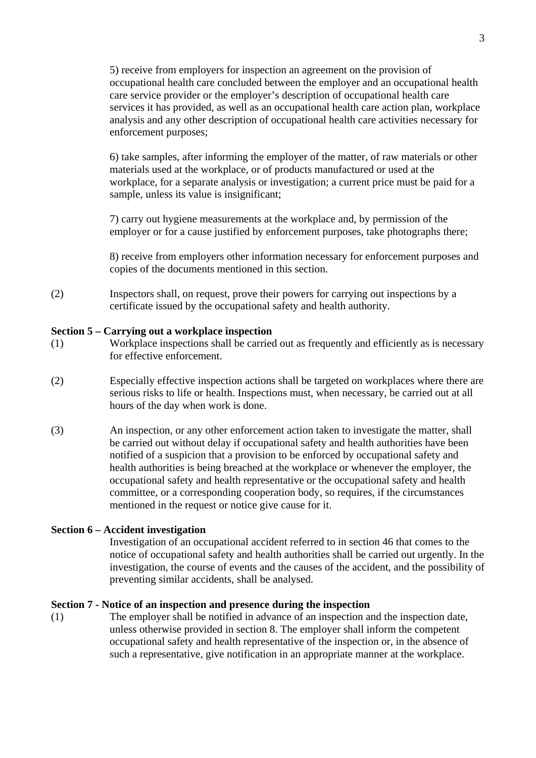5) receive from employers for inspection an agreement on the provision of occupational health care concluded between the employer and an occupational health care service provider or the employer's description of occupational health care services it has provided, as well as an occupational health care action plan, workplace analysis and any other description of occupational health care activities necessary for enforcement purposes;

6) take samples, after informing the employer of the matter, of raw materials or other materials used at the workplace, or of products manufactured or used at the workplace, for a separate analysis or investigation; a current price must be paid for a sample, unless its value is insignificant;

7) carry out hygiene measurements at the workplace and, by permission of the employer or for a cause justified by enforcement purposes, take photographs there;

8) receive from employers other information necessary for enforcement purposes and copies of the documents mentioned in this section.

(2) Inspectors shall, on request, prove their powers for carrying out inspections by a certificate issued by the occupational safety and health authority.

**Section 5 – Carrying out a workplace inspection**

(1) Workplace inspections shall be carried out as frequently and efficiently as is necessary for effective enforcement.

(2) Especially effective inspection actions shall be targeted on workplaces where there are serious risks to life or health. Inspections must, when necessary, be carried out at all hours of the day when work is done.

(3) An inspection, or any other enforcement action taken to investigate the matter, shall be carried out without delay if occupational safety and health authorities have been notified of a suspicion that a provision to be enforced by occupational safety and health authorities is being breached at the workplace or whenever the employer, the occupational safety and health representative or the occupational safety and health committee, or a corresponding cooperation body, so requires, if the circumstances mentioned in the request or notice give cause for it.

**Section 6 – Accident investigation**

Investigation of an occupational accident referred to in section 46 that comes to the notice of occupational safety and health authorities shall be carried out urgently. In the investigation, the course of events and the causes of the accident, and the possibility of preventing similar accidents, shall be analysed.

**Section 7 - Notice of an inspection and presence during the inspection**

(1) The employer shall be notified in advance of an inspection and the inspection date, unless otherwise provided in section 8. The employer shall inform the competent occupational safety and health representative of the inspection or, in the absence of such a representative, give notification in an appropriate manner at the workplace.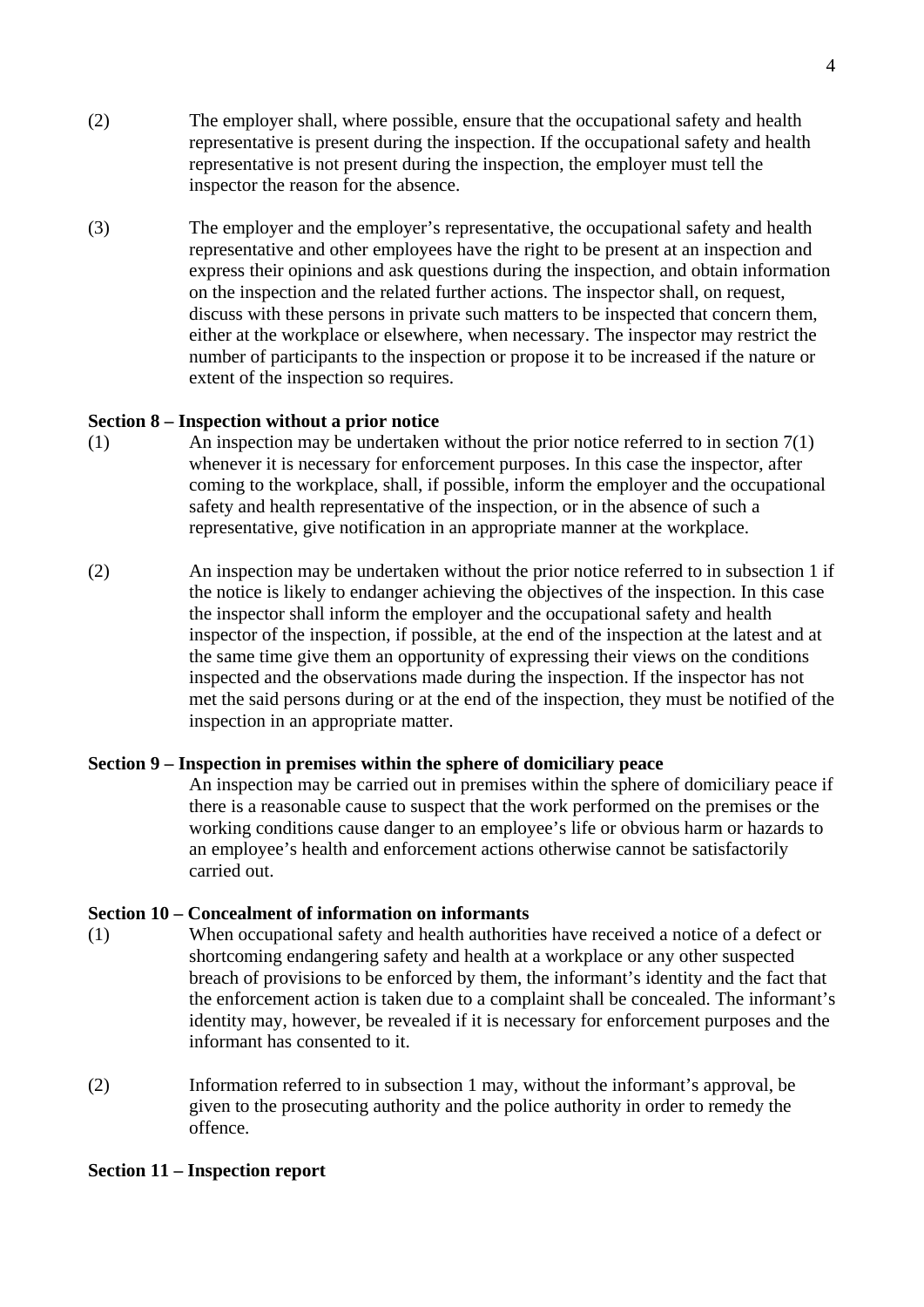(2) The employer shall, where possible, ensure that the occupational safety and health representative is present during the inspection. If the occupational safety and health representative is not present during the inspection, the employer must tell the inspector the reason for the absence.

(3) The employer and the employer's representative, the occupational safety and health representative and other employees have the right to be present at an inspection and express their opinions and ask questions during the inspection, and obtain information on the inspection and the related further actions. The inspector shall, on request, discuss with these persons in private such matters to be inspected that concern them, either at the workplace or elsewhere, when necessary. The inspector may restrict the number of participants to the inspection or propose it to be increased if the nature or extent of the inspection so requires.

**Section 8 – Inspection without a prior notice**

(1) An inspection may be undertaken without the prior notice referred to in section 7(1) whenever it is necessary for enforcement purposes. In this case the inspector, after coming to the workplace, shall, if possible, inform the employer and the occupational safety and health representative of the inspection, or in the absence of such a representative, give notification in an appropriate manner at the workplace.

(2) An inspection may be undertaken without the prior notice referred to in subsection 1 if the notice is likely to endanger achieving the objectives of the inspection. In this case the inspector shall inform the employer and the occupational safety and health inspector of the inspection, if possible, at the end of the inspection at the latest and at the same time give them an opportunity of expressing their views on the conditions inspected and the observations made during the inspection. If the inspector has not met the said persons during or at the end of the inspection, they must be notified of the inspection in an appropriate matter.

**Section 9 – Inspection in premises within the sphere of domiciliary peace**

An inspection may be carried out in premises within the sphere of domiciliary peace if there is a reasonable cause to suspect that the work performed on the premises or the working conditions cause danger to an employee's life or obvious harm or hazards to an employee's health and enforcement actions otherwise cannot be satisfactorily carried out.

**Section 10 – Concealment of information on informants**

(1) When occupational safety and health authorities have received a notice of a defect or shortcoming endangering safety and health at a workplace or any other suspected breach of provisions to be enforced by them, the informant's identity and the fact that the enforcement action is taken due to a complaint shall be concealed. The informant's identity may, however, be revealed if it is necessary for enforcement purposes and the informant has consented to it.

(2) Information referred to in subsection 1 may, without the informant's approval, be given to the prosecuting authority and the police authority in order to remedy the offence.

**Section 11 – Inspection report**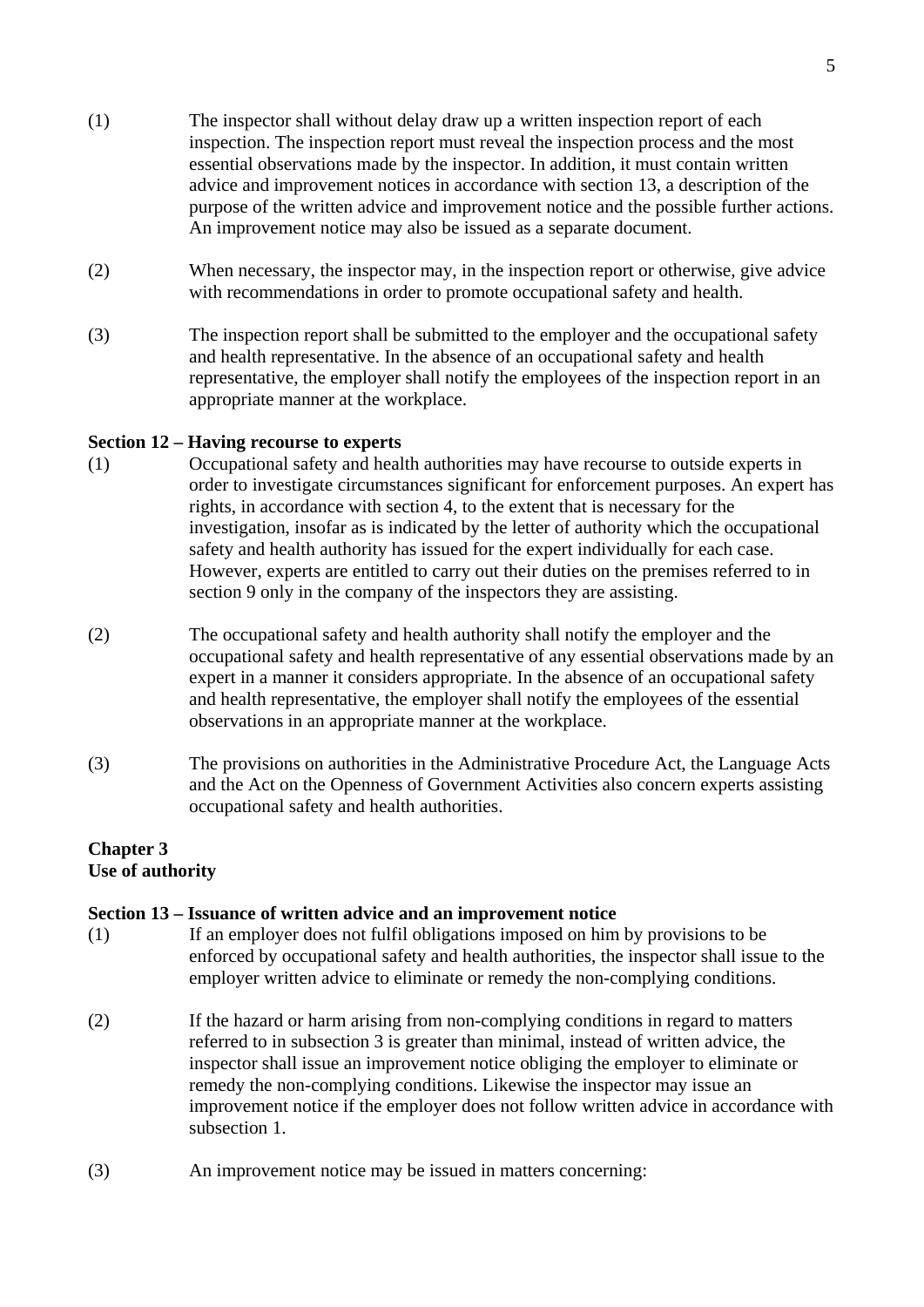(1) The inspector shall without delay draw up a written inspection report of each inspection. The inspection report must reveal the inspection process and the most essential observations made by the inspector. In addition, it must contain written advice and improvement notices in accordance with section 13, a description of the purpose of the written advice and improvement notice and the possible further actions. An improvement notice may also be issued as a separate document.

(2) When necessary, the inspector may, in the inspection report or otherwise, give advice with recommendations in order to promote occupational safety and health.

(3) The inspection report shall be submitted to the employer and the occupational safety and health representative. In the absence of an occupational safety and health representative, the employer shall notify the employees of the inspection report in an appropriate manner at the workplace.

**Section 12 – Having recourse to experts**

(1) Occupational safety and health authorities may have recourse to outside experts in order to investigate circumstances significant for enforcement purposes. An expert has rights, in accordance with section 4, to the extent that is necessary for the investigation, insofar as is indicated by the letter of authority which the occupational safety and health authority has issued for the expert individually for each case. However, experts are entitled to carry out their duties on the premises referred to in section 9 only in the company of the inspectors they are assisting.

(2) The occupational safety and health authority shall notify the employer and the occupational safety and health representative of any essential observations made by an expert in a manner it considers appropriate. In the absence of an occupational safety and health representative, the employer shall notify the employees of the essential observations in an appropriate manner at the workplace.

(3) The provisions on authorities in the Administrative Procedure Act, the Language Acts and the Act on the Openness of Government Activities also concern experts assisting occupational safety and health authorities.

## Chapter 3
## Use of authority

**Section 13 – Issuance of written advice and an improvement notice**

(1) If an employer does not fulfil obligations imposed on him by provisions to be enforced by occupational safety and health authorities, the inspector shall issue to the employer written advice to eliminate or remedy the non-complying conditions.

(2) If the hazard or harm arising from non-complying conditions in regard to matters referred to in subsection 3 is greater than minimal, instead of written advice, the inspector shall issue an improvement notice obliging the employer to eliminate or remedy the non-complying conditions. Likewise the inspector may issue an improvement notice if the employer does not follow written advice in accordance with subsection 1.

(3) An improvement notice may be issued in matters concerning: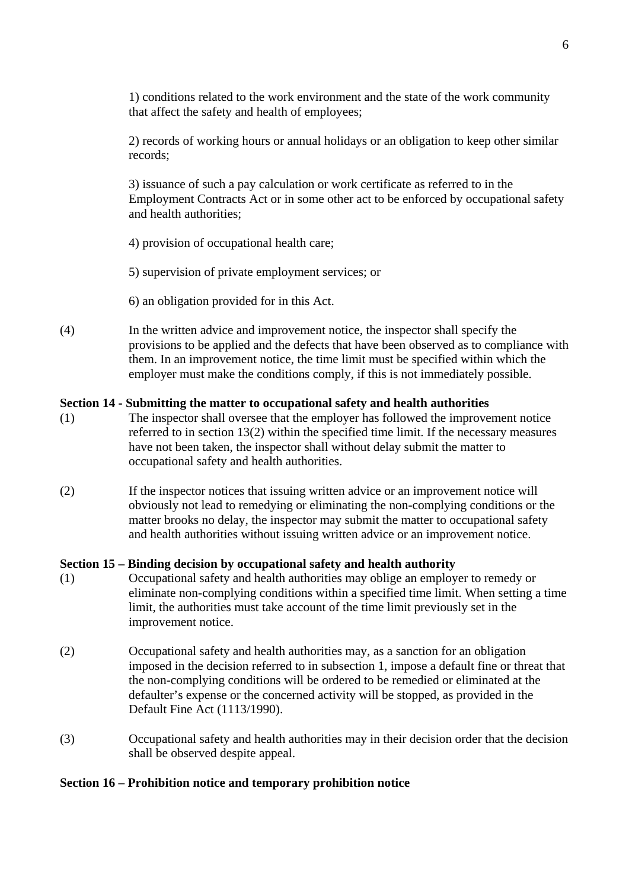1) conditions related to the work environment and the state of the work community that affect the safety and health of employees;

2) records of working hours or annual holidays or an obligation to keep other similar records;

3) issuance of such a pay calculation or work certificate as referred to in the Employment Contracts Act or in some other act to be enforced by occupational safety and health authorities;

4) provision of occupational health care;

5) supervision of private employment services; or

6) an obligation provided for in this Act.

(4) In the written advice and improvement notice, the inspector shall specify the provisions to be applied and the defects that have been observed as to compliance with them. In an improvement notice, the time limit must be specified within which the employer must make the conditions comply, if this is not immediately possible.

**Section 14 - Submitting the matter to occupational safety and health authorities**

(1) The inspector shall oversee that the employer has followed the improvement notice referred to in section 13(2) within the specified time limit. If the necessary measures have not been taken, the inspector shall without delay submit the matter to occupational safety and health authorities.

(2) If the inspector notices that issuing written advice or an improvement notice will obviously not lead to remedying or eliminating the non-complying conditions or the matter brooks no delay, the inspector may submit the matter to occupational safety and health authorities without issuing written advice or an improvement notice.

**Section 15 – Binding decision by occupational safety and health authority**

(1) Occupational safety and health authorities may oblige an employer to remedy or eliminate non-complying conditions within a specified time limit. When setting a time limit, the authorities must take account of the time limit previously set in the improvement notice.

(2) Occupational safety and health authorities may, as a sanction for an obligation imposed in the decision referred to in subsection 1, impose a default fine or threat that the non-complying conditions will be ordered to be remedied or eliminated at the defaulter's expense or the concerned activity will be stopped, as provided in the Default Fine Act (1113/1990).

(3) Occupational safety and health authorities may in their decision order that the decision shall be observed despite appeal.

**Section 16 – Prohibition notice and temporary prohibition notice**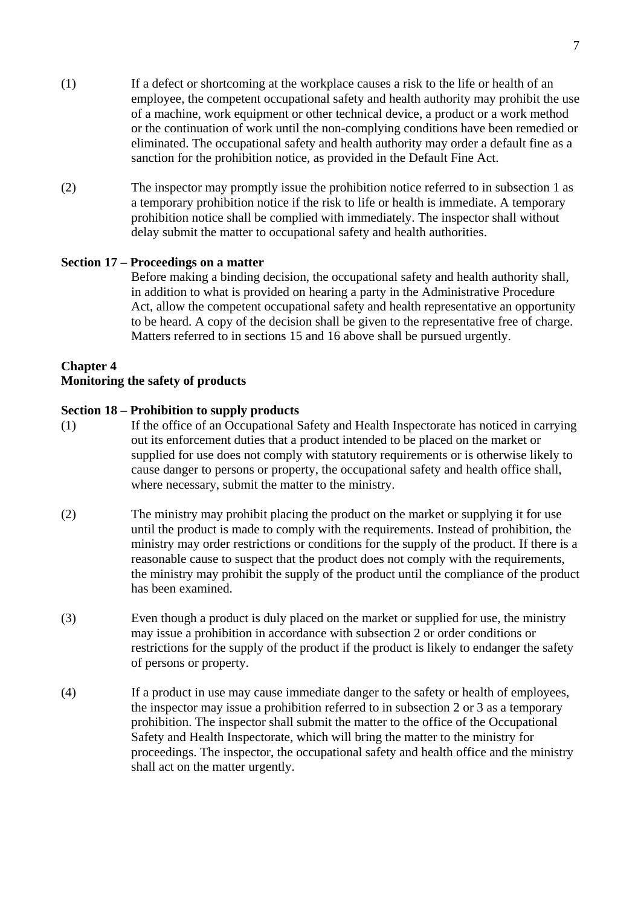(1) If a defect or shortcoming at the workplace causes a risk to the life or health of an employee, the competent occupational safety and health authority may prohibit the use of a machine, work equipment or other technical device, a product or a work method or the continuation of work until the non-complying conditions have been remedied or eliminated. The occupational safety and health authority may order a default fine as a sanction for the prohibition notice, as provided in the Default Fine Act.

(2) The inspector may promptly issue the prohibition notice referred to in subsection 1 as a temporary prohibition notice if the risk to life or health is immediate. A temporary prohibition notice shall be complied with immediately. The inspector shall without delay submit the matter to occupational safety and health authorities.

**Section 17 – Proceedings on a matter**

Before making a binding decision, the occupational safety and health authority shall, in addition to what is provided on hearing a party in the Administrative Procedure Act, allow the competent occupational safety and health representative an opportunity to be heard. A copy of the decision shall be given to the representative free of charge. Matters referred to in sections 15 and 16 above shall be pursued urgently.

## Chapter 4
## Monitoring the safety of products

**Section 18 – Prohibition to supply products**

(1) If the office of an Occupational Safety and Health Inspectorate has noticed in carrying out its enforcement duties that a product intended to be placed on the market or supplied for use does not comply with statutory requirements or is otherwise likely to cause danger to persons or property, the occupational safety and health office shall, where necessary, submit the matter to the ministry.

(2) The ministry may prohibit placing the product on the market or supplying it for use until the product is made to comply with the requirements. Instead of prohibition, the ministry may order restrictions or conditions for the supply of the product. If there is a reasonable cause to suspect that the product does not comply with the requirements, the ministry may prohibit the supply of the product until the compliance of the product has been examined.

(3) Even though a product is duly placed on the market or supplied for use, the ministry may issue a prohibition in accordance with subsection 2 or order conditions or restrictions for the supply of the product if the product is likely to endanger the safety of persons or property.

(4) If a product in use may cause immediate danger to the safety or health of employees, the inspector may issue a prohibition referred to in subsection 2 or 3 as a temporary prohibition. The inspector shall submit the matter to the office of the Occupational Safety and Health Inspectorate, which will bring the matter to the ministry for proceedings. The inspector, the occupational safety and health office and the ministry shall act on the matter urgently.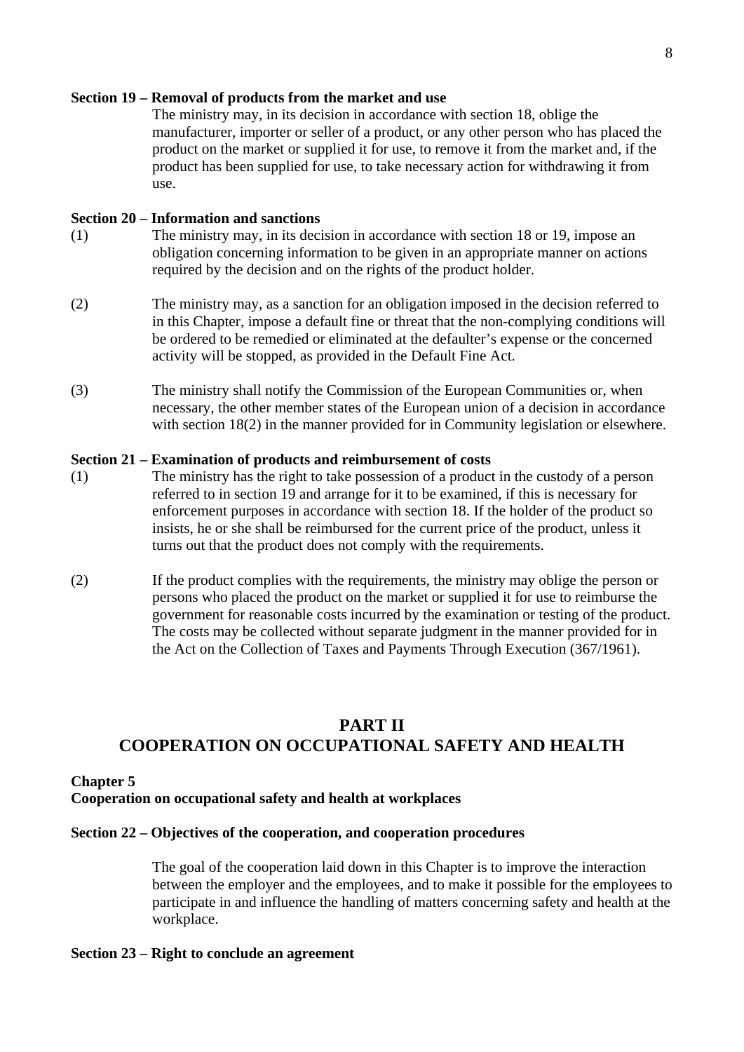**Section 19 – Removal of products from the market and use**

The ministry may, in its decision in accordance with section 18, oblige the manufacturer, importer or seller of a product, or any other person who has placed the product on the market or supplied it for use, to remove it from the market and, if the product has been supplied for use, to take necessary action for withdrawing it from use.

**Section 20 – Information and sanctions**

(1) The ministry may, in its decision in accordance with section 18 or 19, impose an obligation concerning information to be given in an appropriate manner on actions required by the decision and on the rights of the product holder.

(2) The ministry may, as a sanction for an obligation imposed in the decision referred to in this Chapter, impose a default fine or threat that the non-complying conditions will be ordered to be remedied or eliminated at the defaulter's expense or the concerned activity will be stopped, as provided in the Default Fine Act.

(3) The ministry shall notify the Commission of the European Communities or, when necessary, the other member states of the European union of a decision in accordance with section 18(2) in the manner provided for in Community legislation or elsewhere.

**Section 21 – Examination of products and reimbursement of costs**

(1) The ministry has the right to take possession of a product in the custody of a person referred to in section 19 and arrange for it to be examined, if this is necessary for enforcement purposes in accordance with section 18. If the holder of the product so insists, he or she shall be reimbursed for the current price of the product, unless it turns out that the product does not comply with the requirements.

(2) If the product complies with the requirements, the ministry may oblige the person or persons who placed the product on the market or supplied it for use to reimburse the government for reasonable costs incurred by the examination or testing of the product. The costs may be collected without separate judgment in the manner provided for in the Act on the Collection of Taxes and Payments Through Execution (367/1961).

## PART II
## COOPERATION ON OCCUPATIONAL SAFETY AND HEALTH

**Chapter 5**
**Cooperation on occupational safety and health at workplaces**

**Section 22 – Objectives of the cooperation, and cooperation procedures**

The goal of the cooperation laid down in this Chapter is to improve the interaction between the employer and the employees, and to make it possible for the employees to participate in and influence the handling of matters concerning safety and health at the workplace.

**Section 23 – Right to conclude an agreement**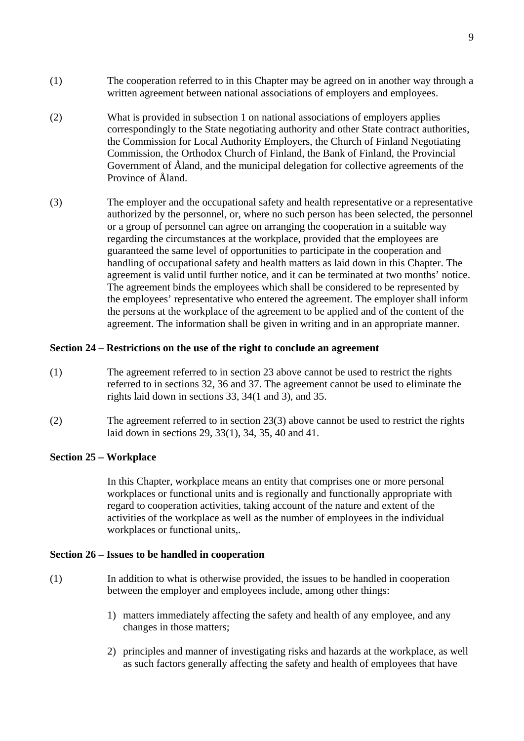(1) The cooperation referred to in this Chapter may be agreed on in another way through a written agreement between national associations of employers and employees.

(2) What is provided in subsection 1 on national associations of employers applies correspondingly to the State negotiating authority and other State contract authorities, the Commission for Local Authority Employers, the Church of Finland Negotiating Commission, the Orthodox Church of Finland, the Bank of Finland, the Provincial Government of Åland, and the municipal delegation for collective agreements of the Province of Åland.

(3) The employer and the occupational safety and health representative or a representative authorized by the personnel, or, where no such person has been selected, the personnel or a group of personnel can agree on arranging the cooperation in a suitable way regarding the circumstances at the workplace, provided that the employees are guaranteed the same level of opportunities to participate in the cooperation and handling of occupational safety and health matters as laid down in this Chapter. The agreement is valid until further notice, and it can be terminated at two months' notice. The agreement binds the employees which shall be considered to be represented by the employees' representative who entered the agreement. The employer shall inform the persons at the workplace of the agreement to be applied and of the content of the agreement. The information shall be given in writing and in an appropriate manner.

**Section 24 – Restrictions on the use of the right to conclude an agreement**

(1) The agreement referred to in section 23 above cannot be used to restrict the rights referred to in sections 32, 36 and 37. The agreement cannot be used to eliminate the rights laid down in sections 33, 34(1 and 3), and 35.

(2) The agreement referred to in section 23(3) above cannot be used to restrict the rights laid down in sections 29, 33(1), 34, 35, 40 and 41.

**Section 25 – Workplace**

In this Chapter, workplace means an entity that comprises one or more personal workplaces or functional units and is regionally and functionally appropriate with regard to cooperation activities, taking account of the nature and extent of the activities of the workplace as well as the number of employees in the individual workplaces or functional units,.

**Section 26 – Issues to be handled in cooperation**

(1) In addition to what is otherwise provided, the issues to be handled in cooperation between the employer and employees include, among other things:

1) matters immediately affecting the safety and health of any employee, and any changes in those matters;

2) principles and manner of investigating risks and hazards at the workplace, as well as such factors generally affecting the safety and health of employees that have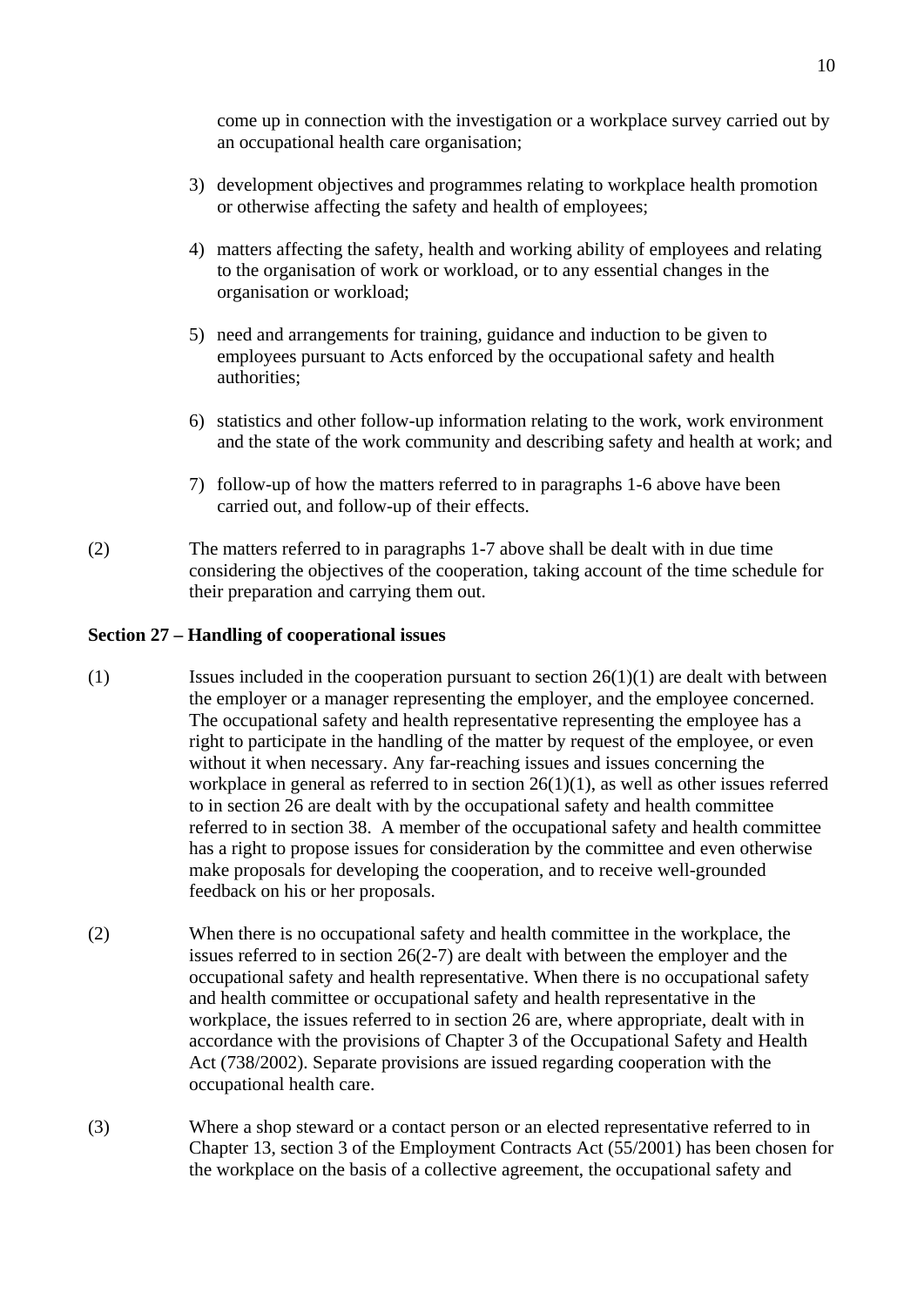come up in connection with the investigation or a workplace survey carried out by an occupational health care organisation;

3) development objectives and programmes relating to workplace health promotion or otherwise affecting the safety and health of employees;

4) matters affecting the safety, health and working ability of employees and relating to the organisation of work or workload, or to any essential changes in the organisation or workload;

5) need and arrangements for training, guidance and induction to be given to employees pursuant to Acts enforced by the occupational safety and health authorities;

6) statistics and other follow-up information relating to the work, work environment and the state of the work community and describing safety and health at work; and

7) follow-up of how the matters referred to in paragraphs 1-6 above have been carried out, and follow-up of their effects.

(2) The matters referred to in paragraphs 1-7 above shall be dealt with in due time considering the objectives of the cooperation, taking account of the time schedule for their preparation and carrying them out.

**Section 27 – Handling of cooperational issues**

(1) Issues included in the cooperation pursuant to section 26(1)(1) are dealt with between the employer or a manager representing the employer, and the employee concerned. The occupational safety and health representative representing the employee has a right to participate in the handling of the matter by request of the employee, or even without it when necessary. Any far-reaching issues and issues concerning the workplace in general as referred to in section 26(1)(1), as well as other issues referred to in section 26 are dealt with by the occupational safety and health committee referred to in section 38. A member of the occupational safety and health committee has a right to propose issues for consideration by the committee and even otherwise make proposals for developing the cooperation, and to receive well-grounded feedback on his or her proposals.

(2) When there is no occupational safety and health committee in the workplace, the issues referred to in section 26(2-7) are dealt with between the employer and the occupational safety and health representative. When there is no occupational safety and health committee or occupational safety and health representative in the workplace, the issues referred to in section 26 are, where appropriate, dealt with in accordance with the provisions of Chapter 3 of the Occupational Safety and Health Act (738/2002). Separate provisions are issued regarding cooperation with the occupational health care.

(3) Where a shop steward or a contact person or an elected representative referred to in Chapter 13, section 3 of the Employment Contracts Act (55/2001) has been chosen for the workplace on the basis of a collective agreement, the occupational safety and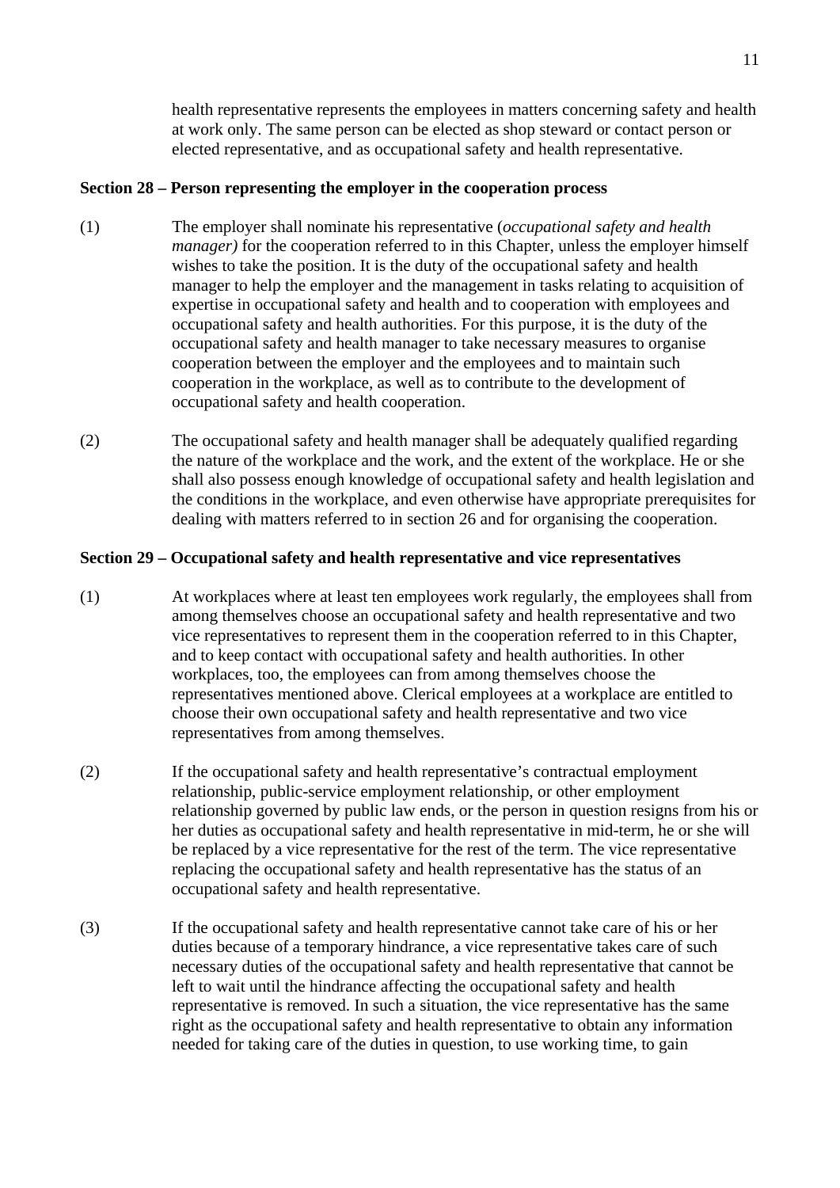health representative represents the employees in matters concerning safety and health at work only. The same person can be elected as shop steward or contact person or elected representative, and as occupational safety and health representative.

**Section 28 – Person representing the employer in the cooperation process**

(1) The employer shall nominate his representative (*occupational safety and health manager)* for the cooperation referred to in this Chapter, unless the employer himself wishes to take the position. It is the duty of the occupational safety and health manager to help the employer and the management in tasks relating to acquisition of expertise in occupational safety and health and to cooperation with employees and occupational safety and health authorities. For this purpose, it is the duty of the occupational safety and health manager to take necessary measures to organise cooperation between the employer and the employees and to maintain such cooperation in the workplace, as well as to contribute to the development of occupational safety and health cooperation.

(2) The occupational safety and health manager shall be adequately qualified regarding the nature of the workplace and the work, and the extent of the workplace. He or she shall also possess enough knowledge of occupational safety and health legislation and the conditions in the workplace, and even otherwise have appropriate prerequisites for dealing with matters referred to in section 26 and for organising the cooperation.

**Section 29 – Occupational safety and health representative and vice representatives**

(1) At workplaces where at least ten employees work regularly, the employees shall from among themselves choose an occupational safety and health representative and two vice representatives to represent them in the cooperation referred to in this Chapter, and to keep contact with occupational safety and health authorities. In other workplaces, too, the employees can from among themselves choose the representatives mentioned above. Clerical employees at a workplace are entitled to choose their own occupational safety and health representative and two vice representatives from among themselves.

(2) If the occupational safety and health representative's contractual employment relationship, public-service employment relationship, or other employment relationship governed by public law ends, or the person in question resigns from his or her duties as occupational safety and health representative in mid-term, he or she will be replaced by a vice representative for the rest of the term. The vice representative replacing the occupational safety and health representative has the status of an occupational safety and health representative.

(3) If the occupational safety and health representative cannot take care of his or her duties because of a temporary hindrance, a vice representative takes care of such necessary duties of the occupational safety and health representative that cannot be left to wait until the hindrance affecting the occupational safety and health representative is removed. In such a situation, the vice representative has the same right as the occupational safety and health representative to obtain any information needed for taking care of the duties in question, to use working time, to gain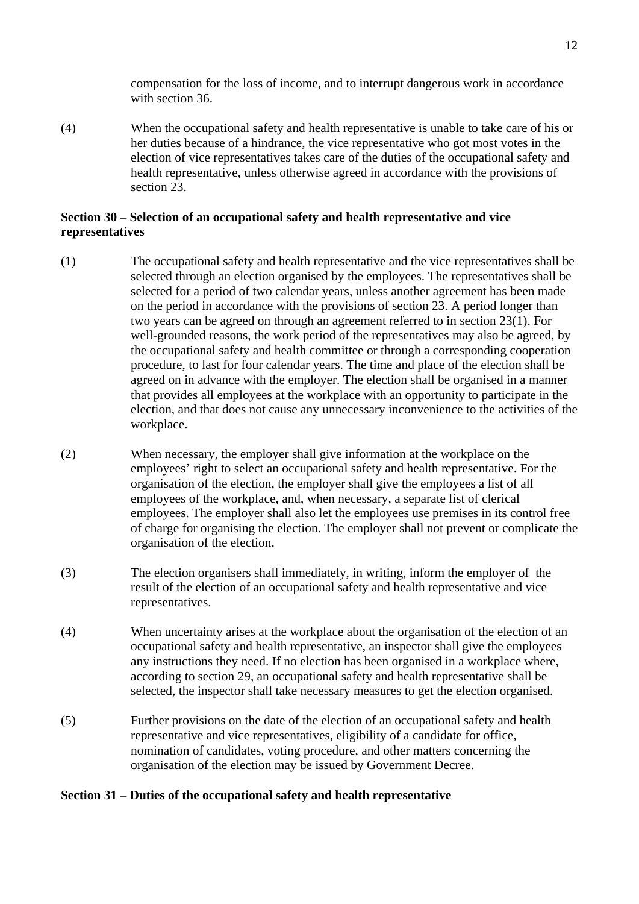compensation for the loss of income, and to interrupt dangerous work in accordance with section 36.

(4) When the occupational safety and health representative is unable to take care of his or her duties because of a hindrance, the vice representative who got most votes in the election of vice representatives takes care of the duties of the occupational safety and health representative, unless otherwise agreed in accordance with the provisions of section 23.

**Section 30 – Selection of an occupational safety and health representative and vice representatives**

(1) The occupational safety and health representative and the vice representatives shall be selected through an election organised by the employees. The representatives shall be selected for a period of two calendar years, unless another agreement has been made on the period in accordance with the provisions of section 23. A period longer than two years can be agreed on through an agreement referred to in section 23(1). For well-grounded reasons, the work period of the representatives may also be agreed, by the occupational safety and health committee or through a corresponding cooperation procedure, to last for four calendar years. The time and place of the election shall be agreed on in advance with the employer. The election shall be organised in a manner that provides all employees at the workplace with an opportunity to participate in the election, and that does not cause any unnecessary inconvenience to the activities of the workplace.

(2) When necessary, the employer shall give information at the workplace on the employees' right to select an occupational safety and health representative. For the organisation of the election, the employer shall give the employees a list of all employees of the workplace, and, when necessary, a separate list of clerical employees. The employer shall also let the employees use premises in its control free of charge for organising the election. The employer shall not prevent or complicate the organisation of the election.

(3) The election organisers shall immediately, in writing, inform the employer of the result of the election of an occupational safety and health representative and vice representatives.

(4) When uncertainty arises at the workplace about the organisation of the election of an occupational safety and health representative, an inspector shall give the employees any instructions they need. If no election has been organised in a workplace where, according to section 29, an occupational safety and health representative shall be selected, the inspector shall take necessary measures to get the election organised.

(5) Further provisions on the date of the election of an occupational safety and health representative and vice representatives, eligibility of a candidate for office, nomination of candidates, voting procedure, and other matters concerning the organisation of the election may be issued by Government Decree.

**Section 31 – Duties of the occupational safety and health representative**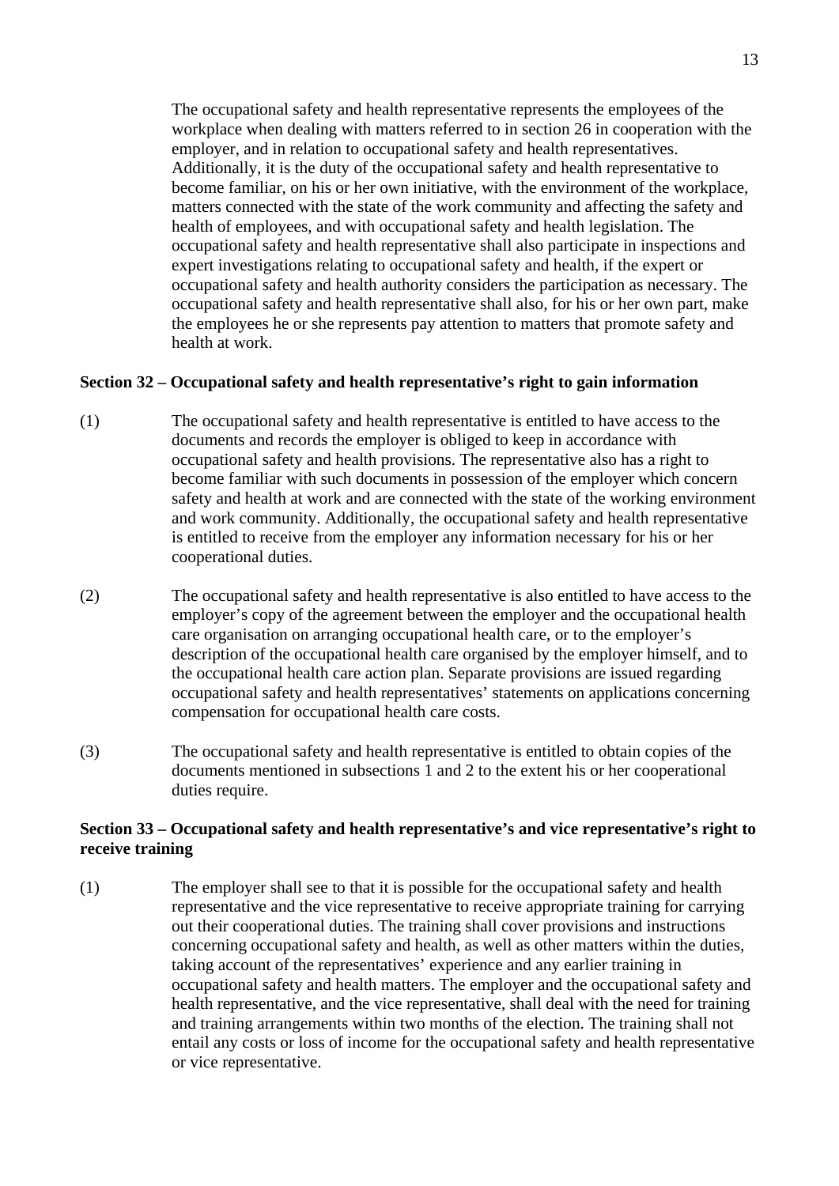The occupational safety and health representative represents the employees of the workplace when dealing with matters referred to in section 26 in cooperation with the employer, and in relation to occupational safety and health representatives. Additionally, it is the duty of the occupational safety and health representative to become familiar, on his or her own initiative, with the environment of the workplace, matters connected with the state of the work community and affecting the safety and health of employees, and with occupational safety and health legislation. The occupational safety and health representative shall also participate in inspections and expert investigations relating to occupational safety and health, if the expert or occupational safety and health authority considers the participation as necessary. The occupational safety and health representative shall also, for his or her own part, make the employees he or she represents pay attention to matters that promote safety and health at work.

**Section 32 – Occupational safety and health representative's right to gain information**

(1) The occupational safety and health representative is entitled to have access to the documents and records the employer is obliged to keep in accordance with occupational safety and health provisions. The representative also has a right to become familiar with such documents in possession of the employer which concern safety and health at work and are connected with the state of the working environment and work community. Additionally, the occupational safety and health representative is entitled to receive from the employer any information necessary for his or her cooperational duties.

(2) The occupational safety and health representative is also entitled to have access to the employer's copy of the agreement between the employer and the occupational health care organisation on arranging occupational health care, or to the employer's description of the occupational health care organised by the employer himself, and to the occupational health care action plan. Separate provisions are issued regarding occupational safety and health representatives' statements on applications concerning compensation for occupational health care costs.

(3) The occupational safety and health representative is entitled to obtain copies of the documents mentioned in subsections 1 and 2 to the extent his or her cooperational duties require.

**Section 33 – Occupational safety and health representative's and vice representative's right to receive training**

(1) The employer shall see to that it is possible for the occupational safety and health representative and the vice representative to receive appropriate training for carrying out their cooperational duties. The training shall cover provisions and instructions concerning occupational safety and health, as well as other matters within the duties, taking account of the representatives' experience and any earlier training in occupational safety and health matters. The employer and the occupational safety and health representative, and the vice representative, shall deal with the need for training and training arrangements within two months of the election. The training shall not entail any costs or loss of income for the occupational safety and health representative or vice representative.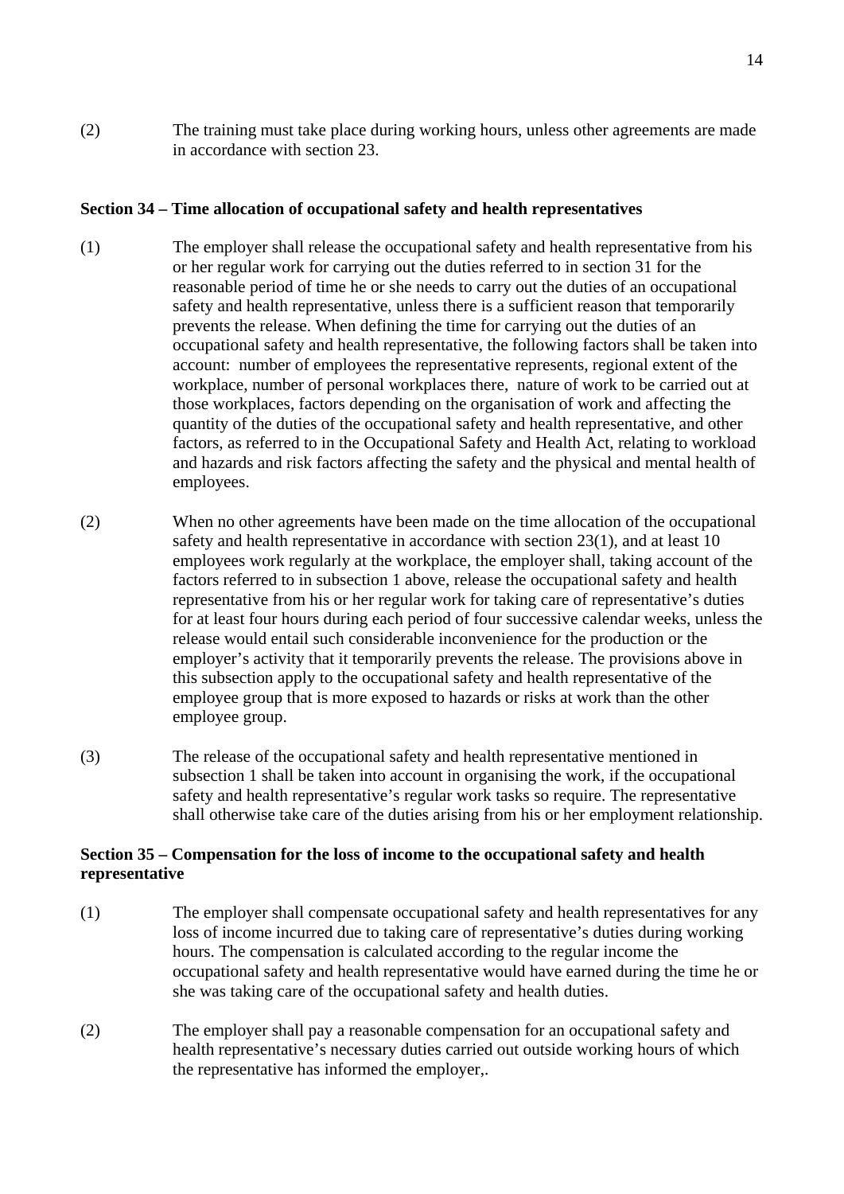(2) The training must take place during working hours, unless other agreements are made in accordance with section 23.

**Section 34 – Time allocation of occupational safety and health representatives**

(1) The employer shall release the occupational safety and health representative from his or her regular work for carrying out the duties referred to in section 31 for the reasonable period of time he or she needs to carry out the duties of an occupational safety and health representative, unless there is a sufficient reason that temporarily prevents the release. When defining the time for carrying out the duties of an occupational safety and health representative, the following factors shall be taken into account: number of employees the representative represents, regional extent of the workplace, number of personal workplaces there, nature of work to be carried out at those workplaces, factors depending on the organisation of work and affecting the quantity of the duties of the occupational safety and health representative, and other factors, as referred to in the Occupational Safety and Health Act, relating to workload and hazards and risk factors affecting the safety and the physical and mental health of employees.

(2) When no other agreements have been made on the time allocation of the occupational safety and health representative in accordance with section 23(1), and at least 10 employees work regularly at the workplace, the employer shall, taking account of the factors referred to in subsection 1 above, release the occupational safety and health representative from his or her regular work for taking care of representative's duties for at least four hours during each period of four successive calendar weeks, unless the release would entail such considerable inconvenience for the production or the employer's activity that it temporarily prevents the release. The provisions above in this subsection apply to the occupational safety and health representative of the employee group that is more exposed to hazards or risks at work than the other employee group.

(3) The release of the occupational safety and health representative mentioned in subsection 1 shall be taken into account in organising the work, if the occupational safety and health representative's regular work tasks so require. The representative shall otherwise take care of the duties arising from his or her employment relationship.

**Section 35 – Compensation for the loss of income to the occupational safety and health representative**

(1) The employer shall compensate occupational safety and health representatives for any loss of income incurred due to taking care of representative's duties during working hours. The compensation is calculated according to the regular income the occupational safety and health representative would have earned during the time he or she was taking care of the occupational safety and health duties.

(2) The employer shall pay a reasonable compensation for an occupational safety and health representative's necessary duties carried out outside working hours of which the representative has informed the employer,.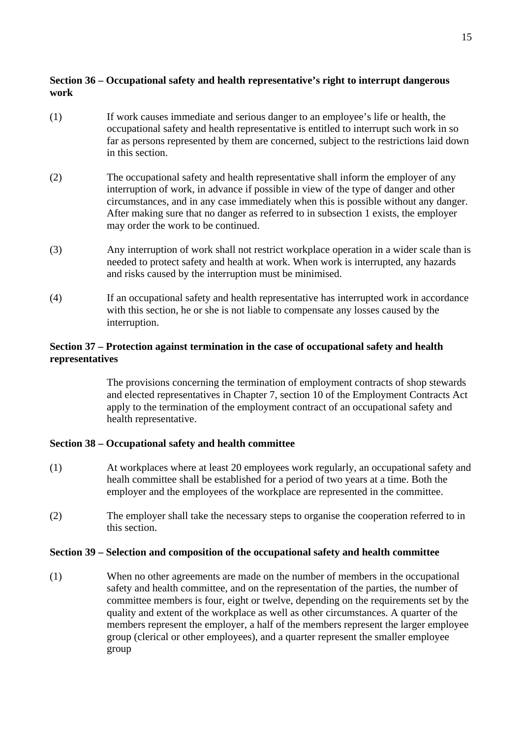**Section 36 – Occupational safety and health representative's right to interrupt dangerous work**

(1) If work causes immediate and serious danger to an employee's life or health, the occupational safety and health representative is entitled to interrupt such work in so far as persons represented by them are concerned, subject to the restrictions laid down in this section.

(2) The occupational safety and health representative shall inform the employer of any interruption of work, in advance if possible in view of the type of danger and other circumstances, and in any case immediately when this is possible without any danger. After making sure that no danger as referred to in subsection 1 exists, the employer may order the work to be continued.

(3) Any interruption of work shall not restrict workplace operation in a wider scale than is needed to protect safety and health at work. When work is interrupted, any hazards and risks caused by the interruption must be minimised.

(4) If an occupational safety and health representative has interrupted work in accordance with this section, he or she is not liable to compensate any losses caused by the interruption.

**Section 37 – Protection against termination in the case of occupational safety and health representatives**

The provisions concerning the termination of employment contracts of shop stewards and elected representatives in Chapter 7, section 10 of the Employment Contracts Act apply to the termination of the employment contract of an occupational safety and health representative.

**Section 38 – Occupational safety and health committee**

(1) At workplaces where at least 20 employees work regularly, an occupational safety and healh committee shall be established for a period of two years at a time. Both the employer and the employees of the workplace are represented in the committee.

(2) The employer shall take the necessary steps to organise the cooperation referred to in this section.

**Section 39 – Selection and composition of the occupational safety and health committee**

(1) When no other agreements are made on the number of members in the occupational safety and health committee, and on the representation of the parties, the number of committee members is four, eight or twelve, depending on the requirements set by the quality and extent of the workplace as well as other circumstances. A quarter of the members represent the employer, a half of the members represent the larger employee group (clerical or other employees), and a quarter represent the smaller employee group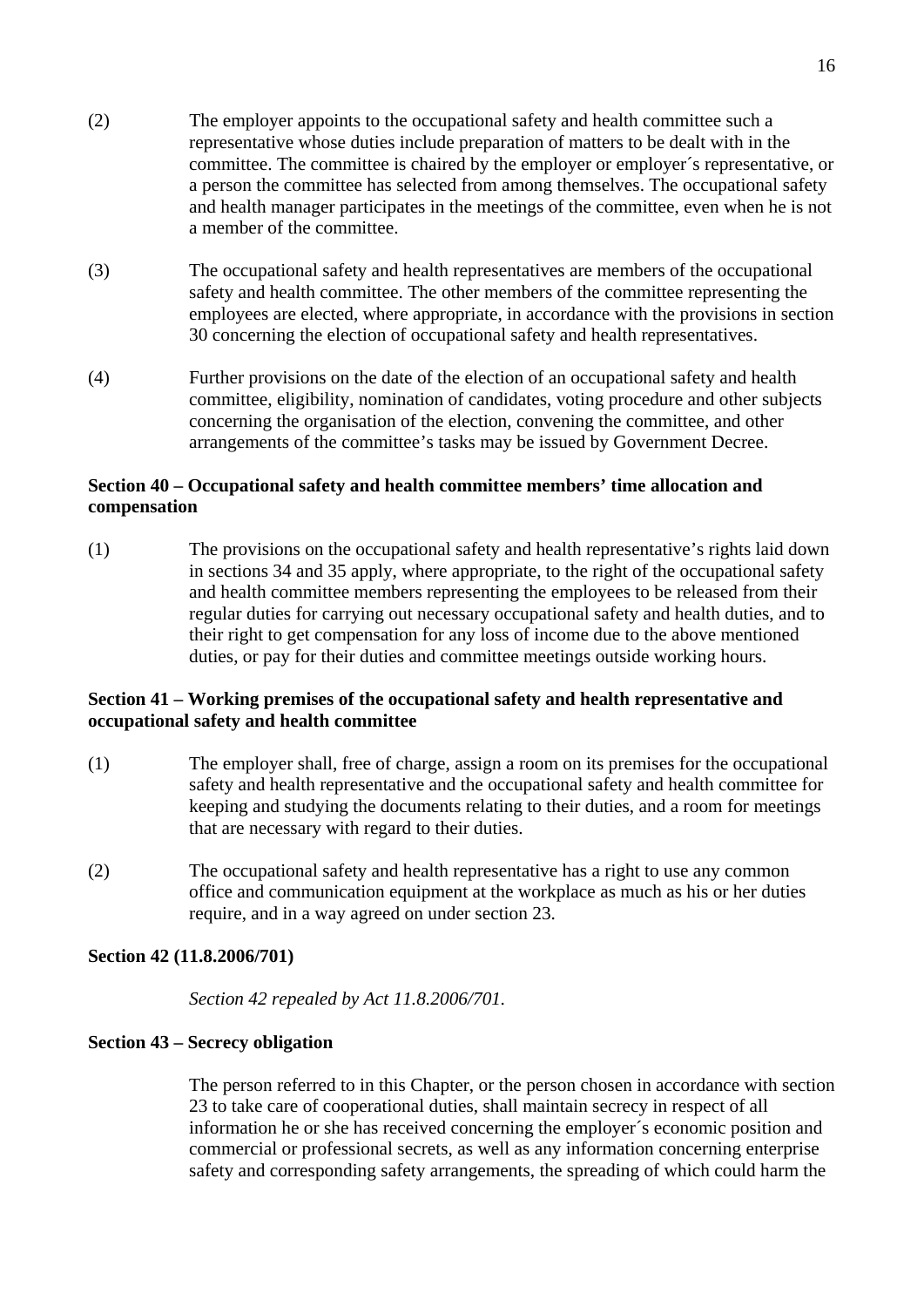(2) The employer appoints to the occupational safety and health committee such a representative whose duties include preparation of matters to be dealt with in the committee. The committee is chaired by the employer or employer´s representative, or a person the committee has selected from among themselves. The occupational safety and health manager participates in the meetings of the committee, even when he is not a member of the committee.

(3) The occupational safety and health representatives are members of the occupational safety and health committee. The other members of the committee representing the employees are elected, where appropriate, in accordance with the provisions in section 30 concerning the election of occupational safety and health representatives.

(4) Further provisions on the date of the election of an occupational safety and health committee, eligibility, nomination of candidates, voting procedure and other subjects concerning the organisation of the election, convening the committee, and other arrangements of the committee's tasks may be issued by Government Decree.

**Section 40 – Occupational safety and health committee members' time allocation and compensation**

(1) The provisions on the occupational safety and health representative's rights laid down in sections 34 and 35 apply, where appropriate, to the right of the occupational safety and health committee members representing the employees to be released from their regular duties for carrying out necessary occupational safety and health duties, and to their right to get compensation for any loss of income due to the above mentioned duties, or pay for their duties and committee meetings outside working hours.

**Section 41 – Working premises of the occupational safety and health representative and occupational safety and health committee**

(1) The employer shall, free of charge, assign a room on its premises for the occupational safety and health representative and the occupational safety and health committee for keeping and studying the documents relating to their duties, and a room for meetings that are necessary with regard to their duties.

(2) The occupational safety and health representative has a right to use any common office and communication equipment at the workplace as much as his or her duties require, and in a way agreed on under section 23.

**Section 42 (11.8.2006/701)**

*Section 42 repealed by Act 11.8.2006/701.*

**Section 43 – Secrecy obligation**

The person referred to in this Chapter, or the person chosen in accordance with section 23 to take care of cooperational duties, shall maintain secrecy in respect of all information he or she has received concerning the employer´s economic position and commercial or professional secrets, as well as any information concerning enterprise safety and corresponding safety arrangements, the spreading of which could harm the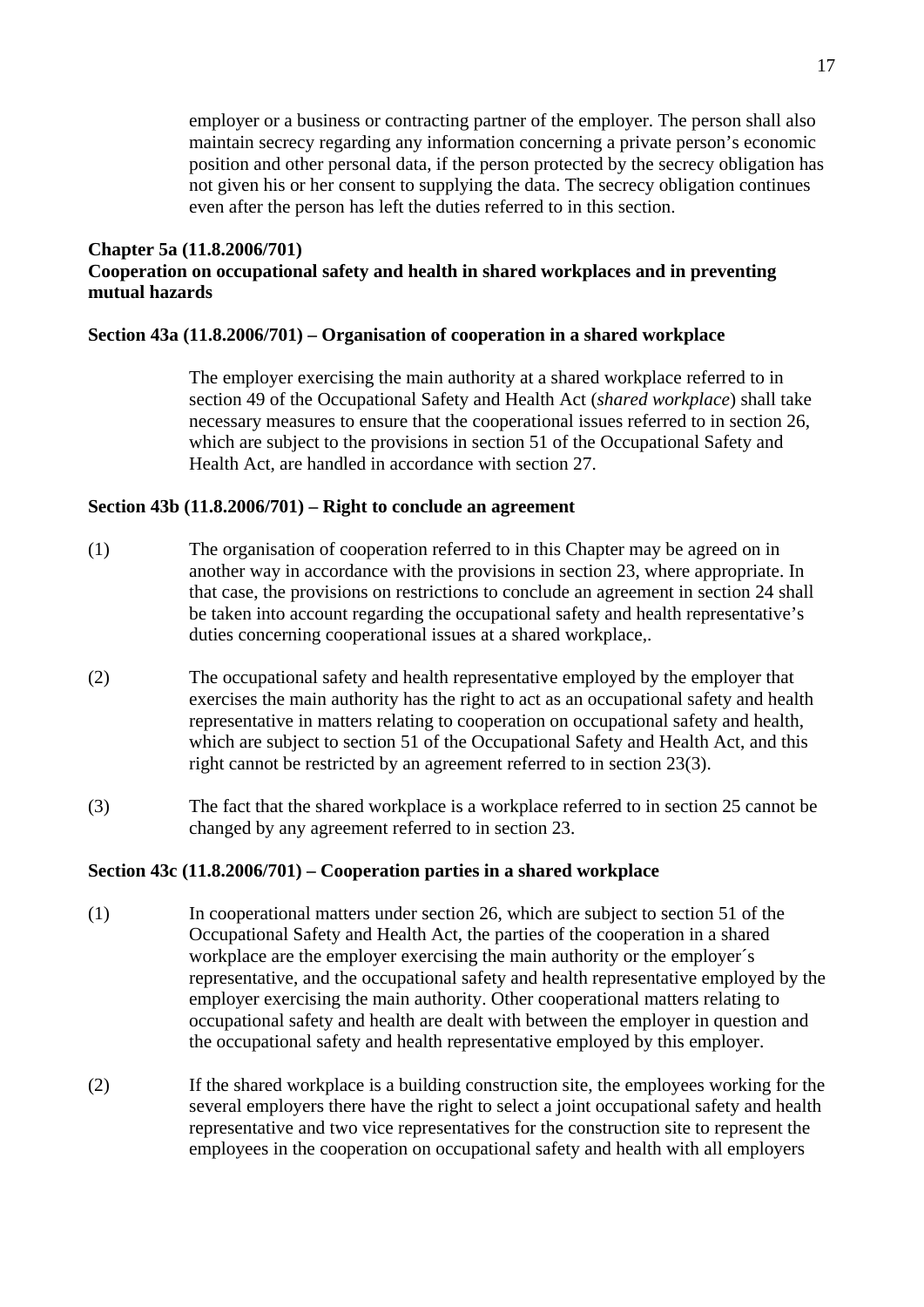employer or a business or contracting partner of the employer. The person shall also maintain secrecy regarding any information concerning a private person's economic position and other personal data, if the person protected by the secrecy obligation has not given his or her consent to supplying the data. The secrecy obligation continues even after the person has left the duties referred to in this section.

## Chapter 5a (11.8.2006/701)
## Cooperation on occupational safety and health in shared workplaces and in preventing mutual hazards

### Section 43a (11.8.2006/701) – Organisation of cooperation in a shared workplace

The employer exercising the main authority at a shared workplace referred to in section 49 of the Occupational Safety and Health Act (*shared workplace*) shall take necessary measures to ensure that the cooperational issues referred to in section 26, which are subject to the provisions in section 51 of the Occupational Safety and Health Act, are handled in accordance with section 27.

### Section 43b (11.8.2006/701) – Right to conclude an agreement

(1) The organisation of cooperation referred to in this Chapter may be agreed on in another way in accordance with the provisions in section 23, where appropriate. In that case, the provisions on restrictions to conclude an agreement in section 24 shall be taken into account regarding the occupational safety and health representative's duties concerning cooperational issues at a shared workplace,.

(2) The occupational safety and health representative employed by the employer that exercises the main authority has the right to act as an occupational safety and health representative in matters relating to cooperation on occupational safety and health, which are subject to section 51 of the Occupational Safety and Health Act, and this right cannot be restricted by an agreement referred to in section 23(3).

(3) The fact that the shared workplace is a workplace referred to in section 25 cannot be changed by any agreement referred to in section 23.

### Section 43c (11.8.2006/701) – Cooperation parties in a shared workplace

(1) In cooperational matters under section 26, which are subject to section 51 of the Occupational Safety and Health Act, the parties of the cooperation in a shared workplace are the employer exercising the main authority or the employer´s representative, and the occupational safety and health representative employed by the employer exercising the main authority. Other cooperational matters relating to occupational safety and health are dealt with between the employer in question and the occupational safety and health representative employed by this employer.

(2) If the shared workplace is a building construction site, the employees working for the several employers there have the right to select a joint occupational safety and health representative and two vice representatives for the construction site to represent the employees in the cooperation on occupational safety and health with all employers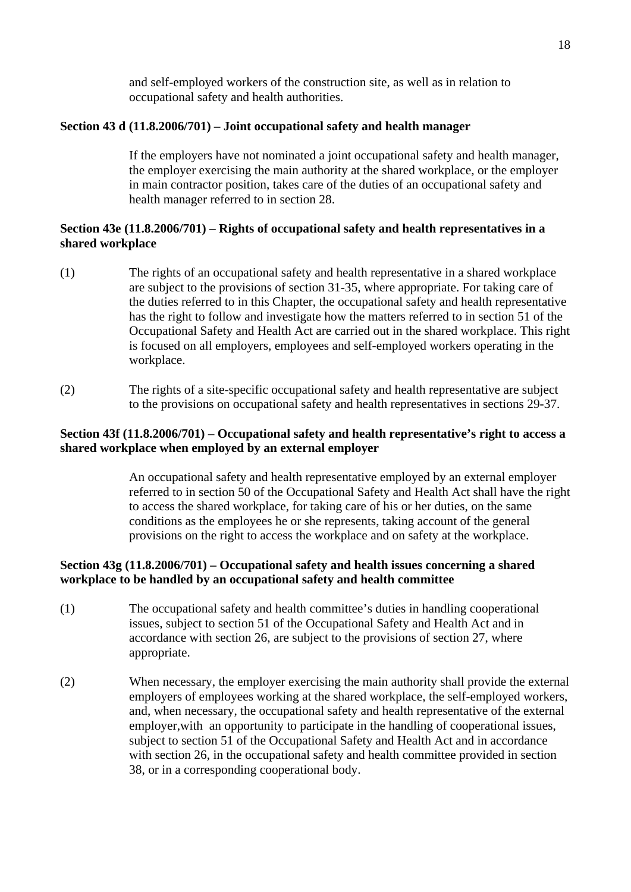and self-employed workers of the construction site, as well as in relation to occupational safety and health authorities.

**Section 43 d (11.8.2006/701) – Joint occupational safety and health manager**

If the employers have not nominated a joint occupational safety and health manager, the employer exercising the main authority at the shared workplace, or the employer in main contractor position, takes care of the duties of an occupational safety and health manager referred to in section 28.

**Section 43e (11.8.2006/701) – Rights of occupational safety and health representatives in a shared workplace**

(1) The rights of an occupational safety and health representative in a shared workplace are subject to the provisions of section 31-35, where appropriate. For taking care of the duties referred to in this Chapter, the occupational safety and health representative has the right to follow and investigate how the matters referred to in section 51 of the Occupational Safety and Health Act are carried out in the shared workplace. This right is focused on all employers, employees and self-employed workers operating in the workplace.

(2) The rights of a site-specific occupational safety and health representative are subject to the provisions on occupational safety and health representatives in sections 29-37.

**Section 43f (11.8.2006/701) – Occupational safety and health representative's right to access a shared workplace when employed by an external employer**

An occupational safety and health representative employed by an external employer referred to in section 50 of the Occupational Safety and Health Act shall have the right to access the shared workplace, for taking care of his or her duties, on the same conditions as the employees he or she represents, taking account of the general provisions on the right to access the workplace and on safety at the workplace.

**Section 43g (11.8.2006/701) – Occupational safety and health issues concerning a shared workplace to be handled by an occupational safety and health committee**

(1) The occupational safety and health committee's duties in handling cooperational issues, subject to section 51 of the Occupational Safety and Health Act and in accordance with section 26, are subject to the provisions of section 27, where appropriate.

(2) When necessary, the employer exercising the main authority shall provide the external employers of employees working at the shared workplace, the self-employed workers, and, when necessary, the occupational safety and health representative of the external employer,with an opportunity to participate in the handling of cooperational issues, subject to section 51 of the Occupational Safety and Health Act and in accordance with section 26, in the occupational safety and health committee provided in section 38, or in a corresponding cooperational body.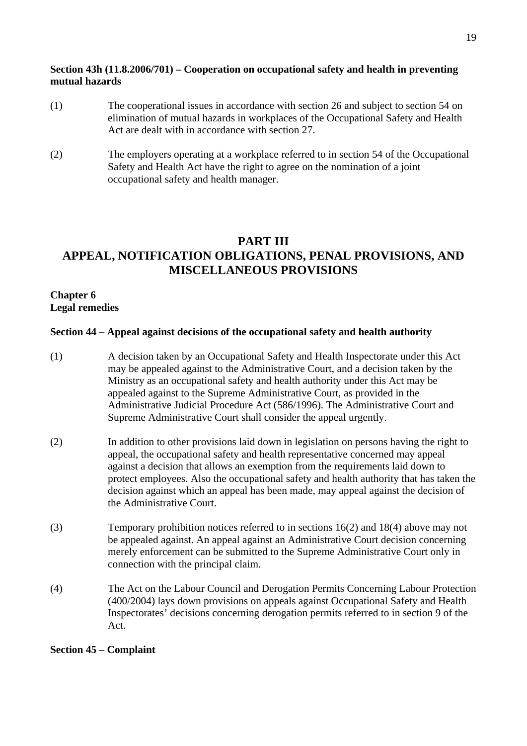**Section 43h (11.8.2006/701) – Cooperation on occupational safety and health in preventing mutual hazards**

(1) The cooperational issues in accordance with section 26 and subject to section 54 on elimination of mutual hazards in workplaces of the Occupational Safety and Health Act are dealt with in accordance with section 27.

(2) The employers operating at a workplace referred to in section 54 of the Occupational Safety and Health Act have the right to agree on the nomination of a joint occupational safety and health manager.

# PART III
# APPEAL, NOTIFICATION OBLIGATIONS, PENAL PROVISIONS, AND MISCELLANEOUS PROVISIONS

## Chapter 6
## Legal remedies

**Section 44 – Appeal against decisions of the occupational safety and health authority**

(1) A decision taken by an Occupational Safety and Health Inspectorate under this Act may be appealed against to the Administrative Court, and a decision taken by the Ministry as an occupational safety and health authority under this Act may be appealed against to the Supreme Administrative Court, as provided in the Administrative Judicial Procedure Act (586/1996). The Administrative Court and Supreme Administrative Court shall consider the appeal urgently.

(2) In addition to other provisions laid down in legislation on persons having the right to appeal, the occupational safety and health representative concerned may appeal against a decision that allows an exemption from the requirements laid down to protect employees. Also the occupational safety and health authority that has taken the decision against which an appeal has been made, may appeal against the decision of the Administrative Court.

(3) Temporary prohibition notices referred to in sections 16(2) and 18(4) above may not be appealed against. An appeal against an Administrative Court decision concerning merely enforcement can be submitted to the Supreme Administrative Court only in connection with the principal claim.

(4) The Act on the Labour Council and Derogation Permits Concerning Labour Protection (400/2004) lays down provisions on appeals against Occupational Safety and Health Inspectorates' decisions concerning derogation permits referred to in section 9 of the Act.

**Section 45 – Complaint**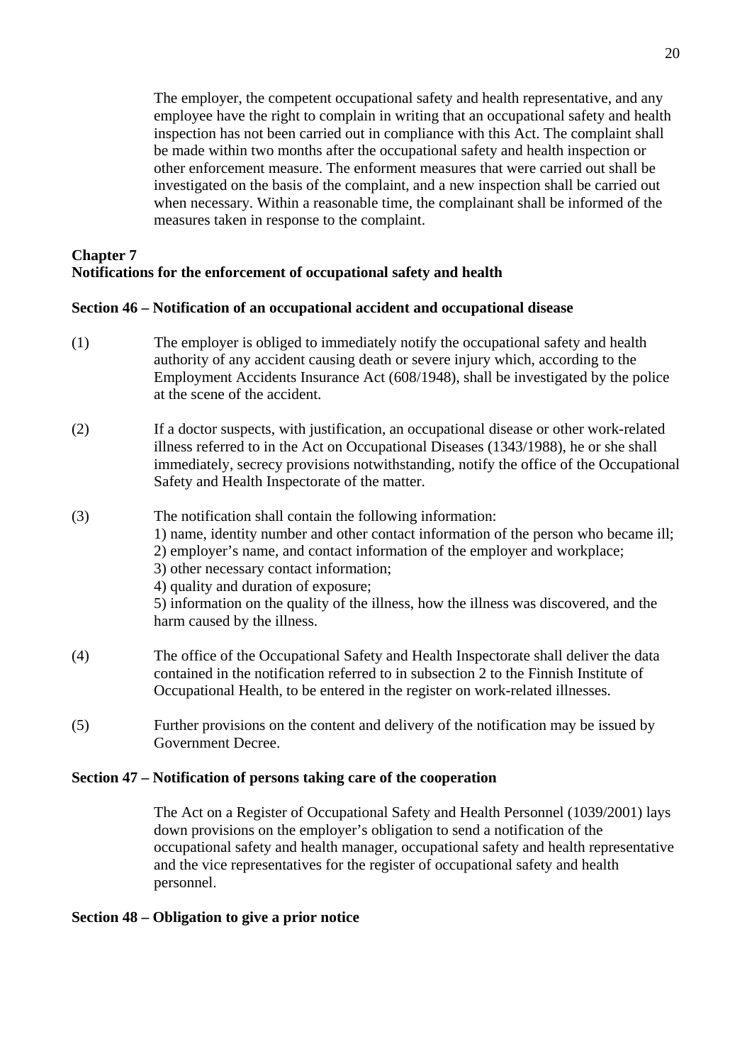The employer, the competent occupational safety and health representative, and any employee have the right to complain in writing that an occupational safety and health inspection has not been carried out in compliance with this Act. The complaint shall be made within two months after the occupational safety and health inspection or other enforcement measure. The enforment measures that were carried out shall be investigated on the basis of the complaint, and a new inspection shall be carried out when necessary. Within a reasonable time, the complainant shall be informed of the measures taken in response to the complaint.

## Chapter 7
## Notifications for the enforcement of occupational safety and health

### Section 46 – Notification of an occupational accident and occupational disease

(1) The employer is obliged to immediately notify the occupational safety and health authority of any accident causing death or severe injury which, according to the Employment Accidents Insurance Act (608/1948), shall be investigated by the police at the scene of the accident.

(2) If a doctor suspects, with justification, an occupational disease or other work-related illness referred to in the Act on Occupational Diseases (1343/1988), he or she shall immediately, secrecy provisions notwithstanding, notify the office of the Occupational Safety and Health Inspectorate of the matter.

(3) The notification shall contain the following information:
1) name, identity number and other contact information of the person who became ill;
2) employer's name, and contact information of the employer and workplace;
3) other necessary contact information;
4) quality and duration of exposure;
5) information on the quality of the illness, how the illness was discovered, and the harm caused by the illness.

(4) The office of the Occupational Safety and Health Inspectorate shall deliver the data contained in the notification referred to in subsection 2 to the Finnish Institute of Occupational Health, to be entered in the register on work-related illnesses.

(5) Further provisions on the content and delivery of the notification may be issued by Government Decree.

### Section 47 – Notification of persons taking care of the cooperation

The Act on a Register of Occupational Safety and Health Personnel (1039/2001) lays down provisions on the employer's obligation to send a notification of the occupational safety and health manager, occupational safety and health representative and the vice representatives for the register of occupational safety and health personnel.

### Section 48 – Obligation to give a prior notice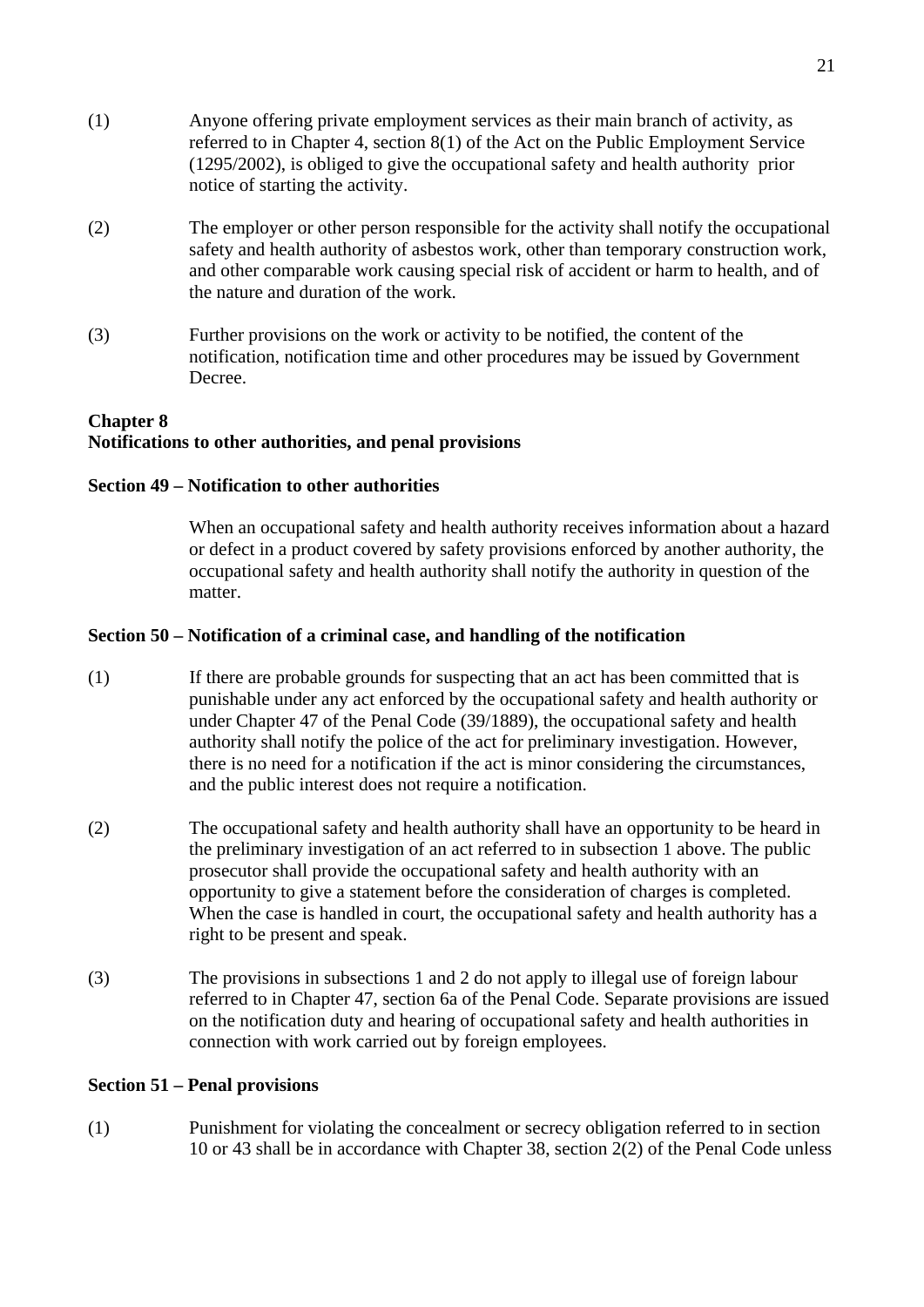(1) Anyone offering private employment services as their main branch of activity, as referred to in Chapter 4, section 8(1) of the Act on the Public Employment Service (1295/2002), is obliged to give the occupational safety and health authority prior notice of starting the activity.

(2) The employer or other person responsible for the activity shall notify the occupational safety and health authority of asbestos work, other than temporary construction work, and other comparable work causing special risk of accident or harm to health, and of the nature and duration of the work.

(3) Further provisions on the work or activity to be notified, the content of the notification, notification time and other procedures may be issued by Government Decree.

## Chapter 8
## Notifications to other authorities, and penal provisions

### Section 49 – Notification to other authorities

When an occupational safety and health authority receives information about a hazard or defect in a product covered by safety provisions enforced by another authority, the occupational safety and health authority shall notify the authority in question of the matter.

### Section 50 – Notification of a criminal case, and handling of the notification

(1) If there are probable grounds for suspecting that an act has been committed that is punishable under any act enforced by the occupational safety and health authority or under Chapter 47 of the Penal Code (39/1889), the occupational safety and health authority shall notify the police of the act for preliminary investigation. However, there is no need for a notification if the act is minor considering the circumstances, and the public interest does not require a notification.

(2) The occupational safety and health authority shall have an opportunity to be heard in the preliminary investigation of an act referred to in subsection 1 above. The public prosecutor shall provide the occupational safety and health authority with an opportunity to give a statement before the consideration of charges is completed. When the case is handled in court, the occupational safety and health authority has a right to be present and speak.

(3) The provisions in subsections 1 and 2 do not apply to illegal use of foreign labour referred to in Chapter 47, section 6a of the Penal Code. Separate provisions are issued on the notification duty and hearing of occupational safety and health authorities in connection with work carried out by foreign employees.

### Section 51 – Penal provisions

(1) Punishment for violating the concealment or secrecy obligation referred to in section 10 or 43 shall be in accordance with Chapter 38, section 2(2) of the Penal Code unless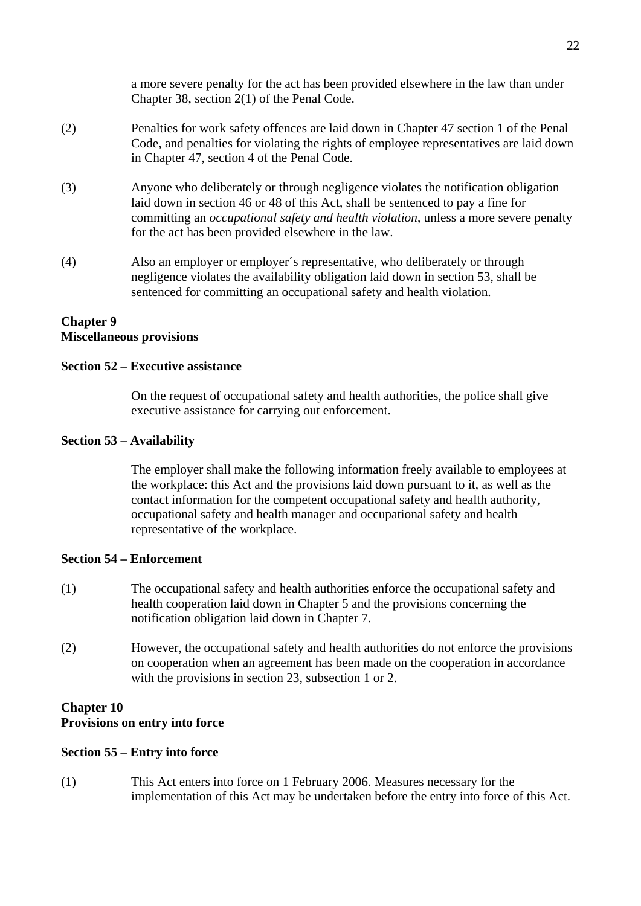a more severe penalty for the act has been provided elsewhere in the law than under Chapter 38, section 2(1) of the Penal Code.

(2) Penalties for work safety offences are laid down in Chapter 47 section 1 of the Penal Code, and penalties for violating the rights of employee representatives are laid down in Chapter 47, section 4 of the Penal Code.

(3) Anyone who deliberately or through negligence violates the notification obligation laid down in section 46 or 48 of this Act, shall be sentenced to pay a fine for committing an *occupational safety and health violation*, unless a more severe penalty for the act has been provided elsewhere in the law.

(4) Also an employer or employer´s representative, who deliberately or through negligence violates the availability obligation laid down in section 53, shall be sentenced for committing an occupational safety and health violation.

## Chapter 9
## Miscellaneous provisions

### Section 52 – Executive assistance

On the request of occupational safety and health authorities, the police shall give executive assistance for carrying out enforcement.

### Section 53 – Availability

The employer shall make the following information freely available to employees at the workplace: this Act and the provisions laid down pursuant to it, as well as the contact information for the competent occupational safety and health authority, occupational safety and health manager and occupational safety and health representative of the workplace.

### Section 54 – Enforcement

(1) The occupational safety and health authorities enforce the occupational safety and health cooperation laid down in Chapter 5 and the provisions concerning the notification obligation laid down in Chapter 7.

(2) However, the occupational safety and health authorities do not enforce the provisions on cooperation when an agreement has been made on the cooperation in accordance with the provisions in section 23, subsection 1 or 2.

## Chapter 10
## Provisions on entry into force

### Section 55 – Entry into force

(1) This Act enters into force on 1 February 2006. Measures necessary for the implementation of this Act may be undertaken before the entry into force of this Act.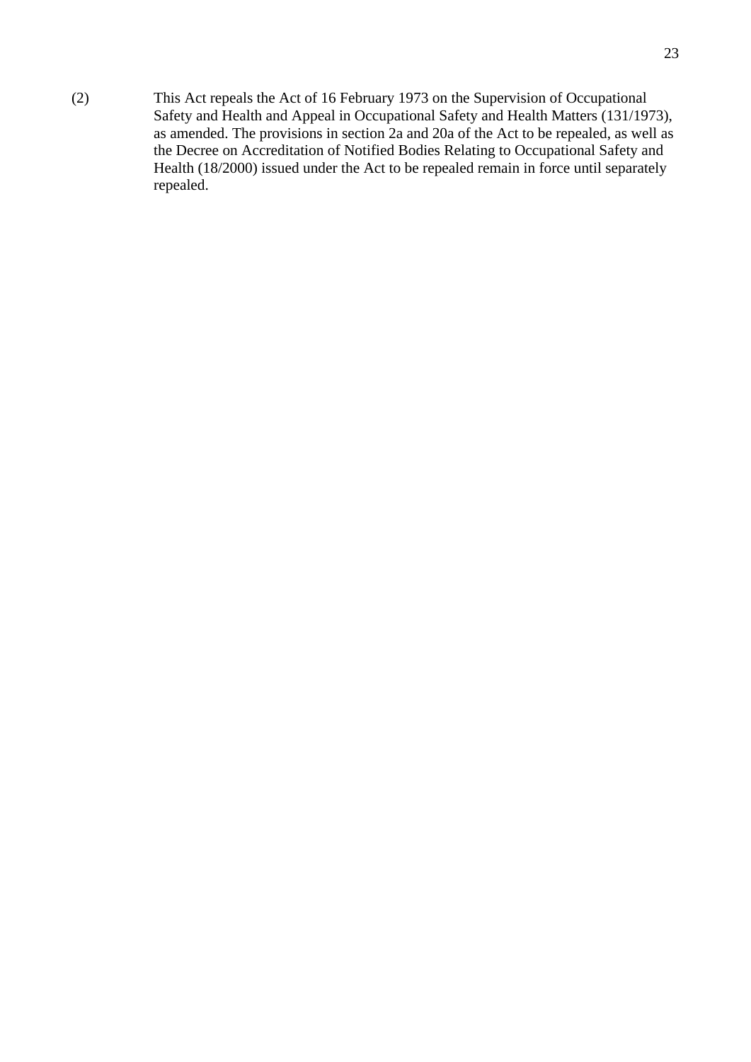(2) This Act repeals the Act of 16 February 1973 on the Supervision of Occupational Safety and Health and Appeal in Occupational Safety and Health Matters (131/1973), as amended. The provisions in section 2a and 20a of the Act to be repealed, as well as the Decree on Accreditation of Notified Bodies Relating to Occupational Safety and Health (18/2000) issued under the Act to be repealed remain in force until separately repealed.